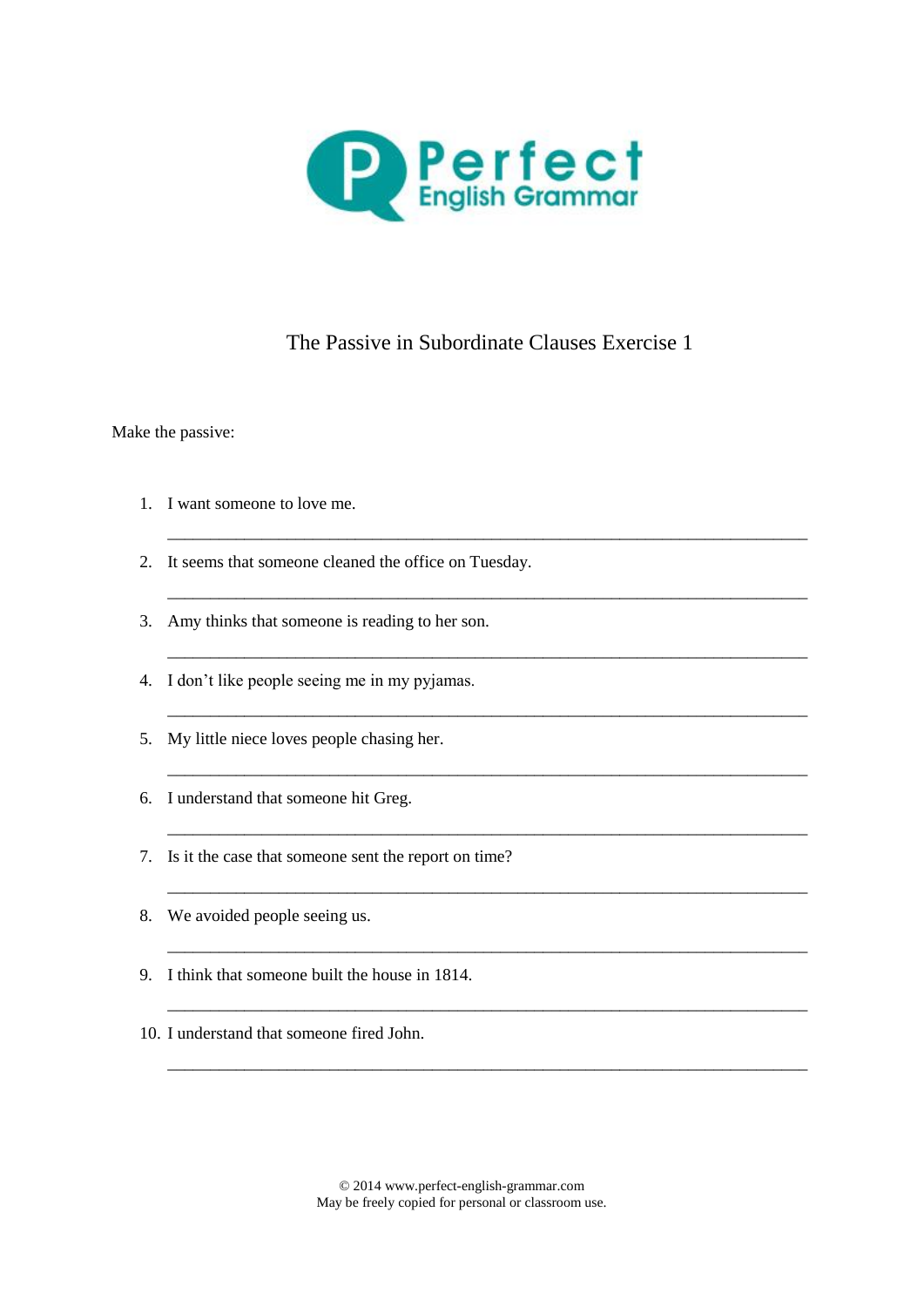# Perfect English Grammar

## The Passive in Subordinate Clauses Exercise 1

Make the passive:

1. I want someone to love me.

   ___________________________________________________________________________

2. It seems that someone cleaned the office on Tuesday.

   ___________________________________________________________________________

3. Amy thinks that someone is reading to her son.

   ___________________________________________________________________________

4. I don't like people seeing me in my pyjamas.

   ___________________________________________________________________________

5. My little niece loves people chasing her.

   ___________________________________________________________________________

6. I understand that someone hit Greg.

   ___________________________________________________________________________

7. Is it the case that someone sent the report on time?

   ___________________________________________________________________________

8. We avoided people seeing us.

   ___________________________________________________________________________

9. I think that someone built the house in 1814.

   ___________________________________________________________________________

10. I understand that someone fired John.

   ___________________________________________________________________________

© 2014 www.perfect-english-grammar.com
May be freely copied for personal or classroom use.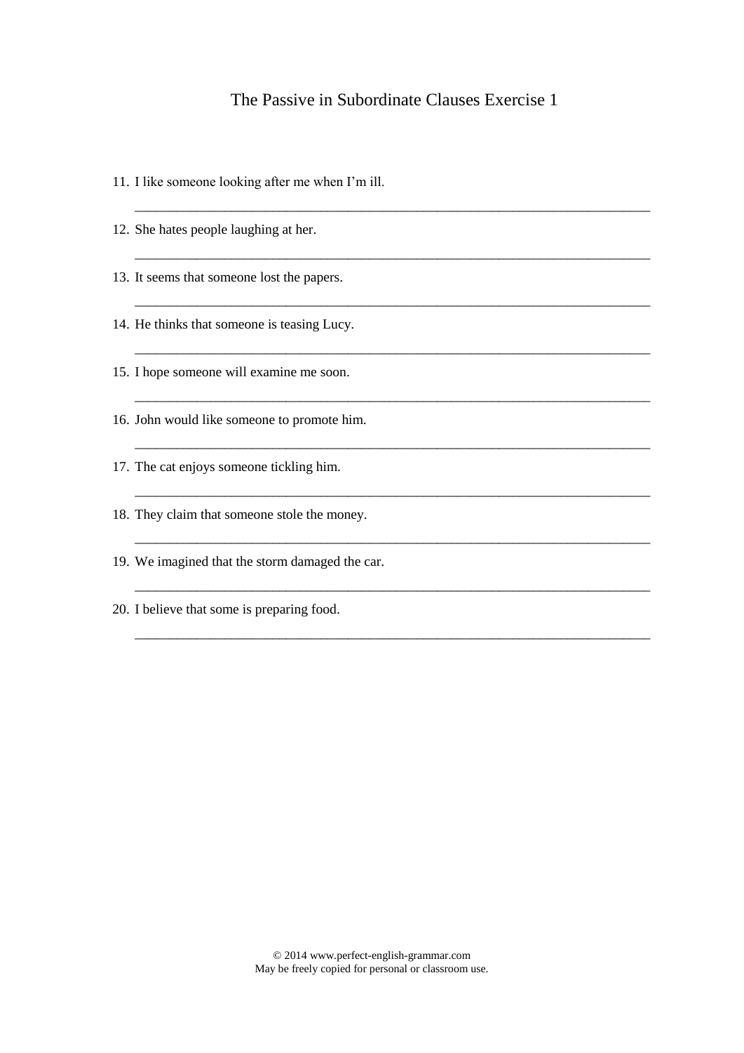# The Passive in Subordinate Clauses Exercise 1

11. I like someone looking after me when I'm ill.

    ______________________________________________________________________________

12. She hates people laughing at her.

    ______________________________________________________________________________

13. It seems that someone lost the papers.

    ______________________________________________________________________________

14. He thinks that someone is teasing Lucy.

    ______________________________________________________________________________

15. I hope someone will examine me soon.

    ______________________________________________________________________________

16. John would like someone to promote him.

    ______________________________________________________________________________

17. The cat enjoys someone tickling him.

    ______________________________________________________________________________

18. They claim that someone stole the money.

    ______________________________________________________________________________

19. We imagined that the storm damaged the car.

    ______________________________________________________________________________

20. I believe that some is preparing food.

    ______________________________________________________________________________

© 2014 www.perfect-english-grammar.com
May be freely copied for personal or classroom use.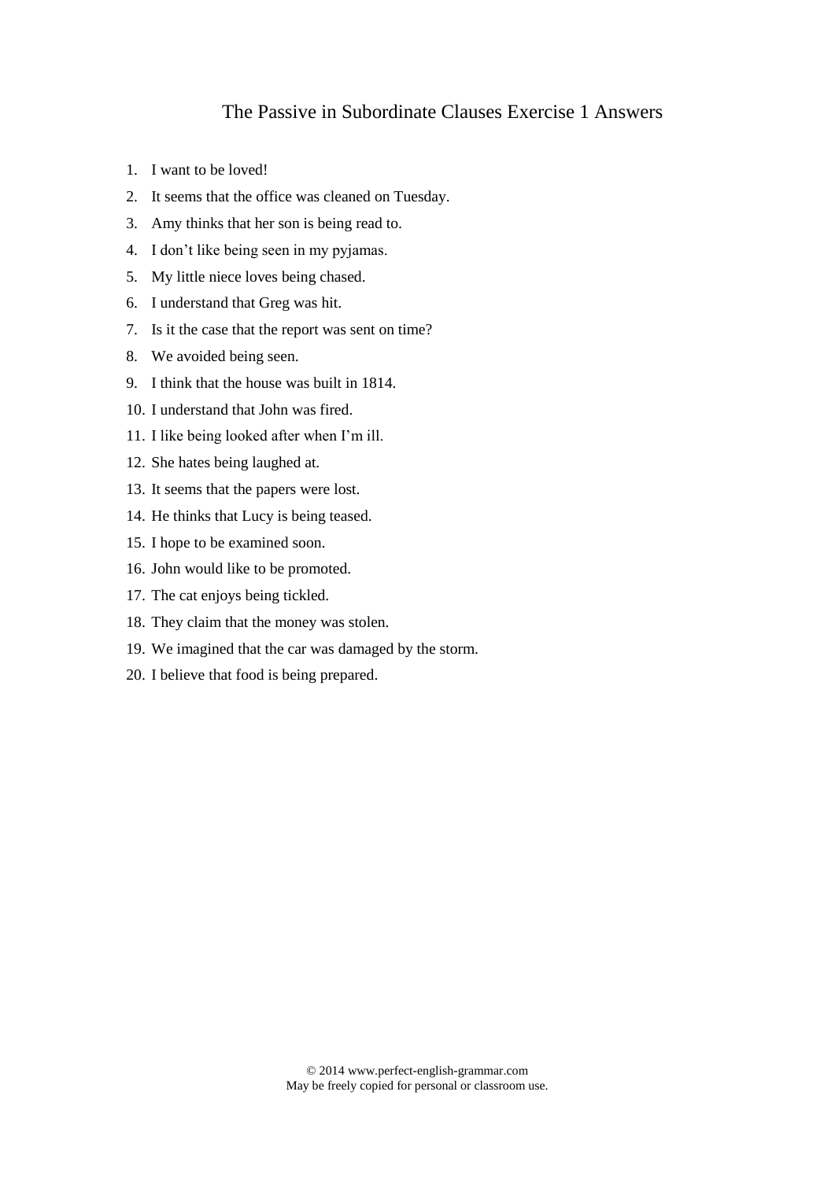# The Passive in Subordinate Clauses Exercise 1 Answers

1. I want to be loved!
2. It seems that the office was cleaned on Tuesday.
3. Amy thinks that her son is being read to.
4. I don't like being seen in my pyjamas.
5. My little niece loves being chased.
6. I understand that Greg was hit.
7. Is it the case that the report was sent on time?
8. We avoided being seen.
9. I think that the house was built in 1814.
10. I understand that John was fired.
11. I like being looked after when I'm ill.
12. She hates being laughed at.
13. It seems that the papers were lost.
14. He thinks that Lucy is being teased.
15. I hope to be examined soon.
16. John would like to be promoted.
17. The cat enjoys being tickled.
18. They claim that the money was stolen.
19. We imagined that the car was damaged by the storm.
20. I believe that food is being prepared.

© 2014 www.perfect-english-grammar.com
May be freely copied for personal or classroom use.